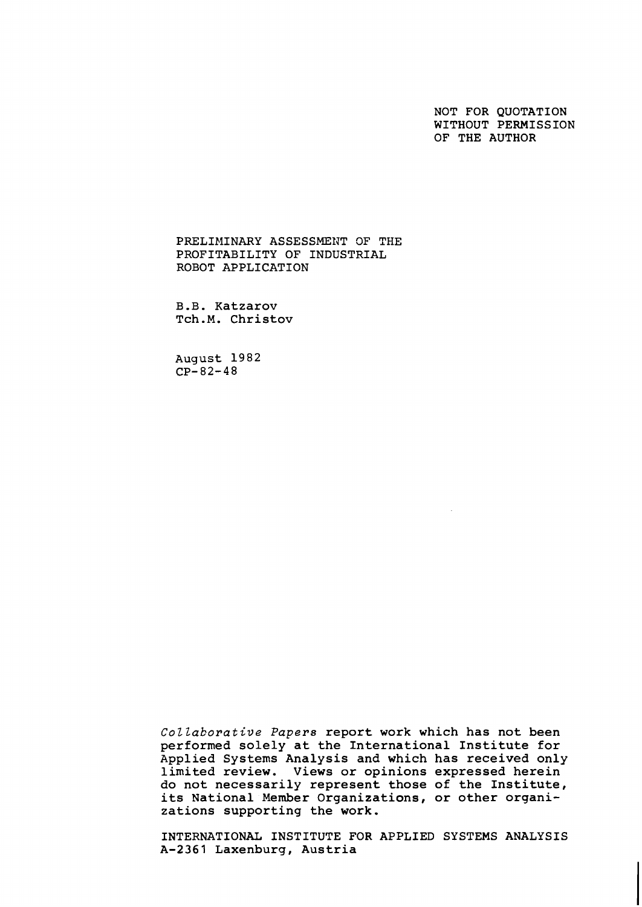NOT FOR QUOTATION
WITHOUT PERMISSION
OF THE AUTHOR

# PRELIMINARY ASSESSMENT OF THE PROFITABILITY OF INDUSTRIAL ROBOT APPLICATION

B.B. Katzarov
Tch.M. Christov

August 1982
CP-82-48

*Collaborative Papers* report work which has not been performed solely at the International Institute for Applied Systems Analysis and which has received only limited review. Views or opinions expressed herein do not necessarily represent those of the Institute, its National Member Organizations, or other organizations supporting the work.

INTERNATIONAL INSTITUTE FOR APPLIED SYSTEMS ANALYSIS
A-2361 Laxenburg, Austria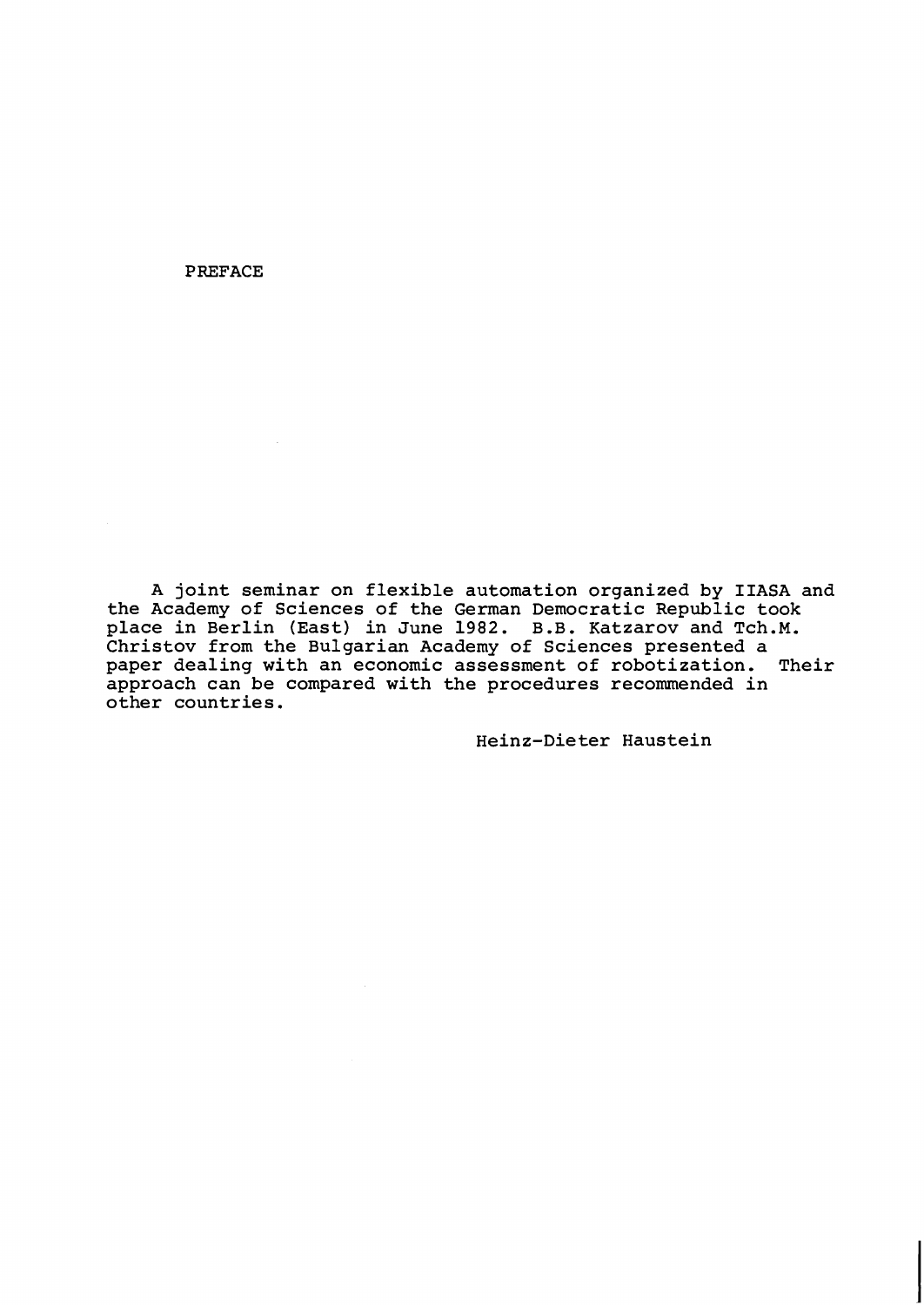# PREFACE

A joint seminar on flexible automation organized by IIASA and the Academy of Sciences of the German Democratic Republic took place in Berlin (East) in June 1982. B.B. Katzarov and Tch.M. Christov from the Bulgarian Academy of Sciences presented a paper dealing with an economic assessment of robotization. Their approach can be compared with the procedures recommended in other countries.

Heinz-Dieter Haustein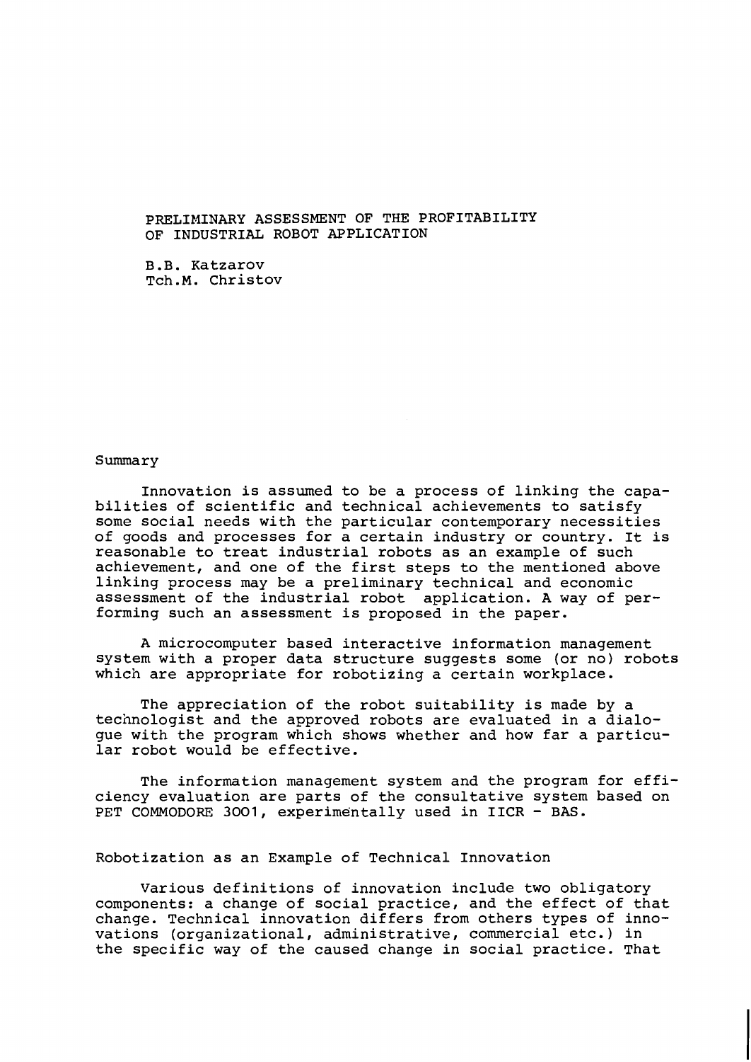# PRELIMINARY ASSESSMENT OF THE PROFITABILITY OF INDUSTRIAL ROBOT APPLICATION

B.B. Katzarov
Tch.M. Christov

## Summary

Innovation is assumed to be a process of linking the capabilities of scientific and technical achievements to satisfy some social needs with the particular contemporary necessities of goods and processes for a certain industry or country. It is reasonable to treat industrial robots as an example of such achievement, and one of the first steps to the mentioned above linking process may be a preliminary technical and economic assessment of the industrial robot application. A way of performing such an assessment is proposed in the paper.

A microcomputer based interactive information management system with a proper data structure suggests some (or no) robots which are appropriate for robotizing a certain workplace.

The appreciation of the robot suitability is made by a technologist and the approved robots are evaluated in a dialogue with the program which shows whether and how far a particular robot would be effective.

The information management system and the program for efficiency evaluation are parts of the consultative system based on PET COMMODORE 3001, experimentally used in IICR - BAS.

## Robotization as an Example of Technical Innovation

Various definitions of innovation include two obligatory components: a change of social practice, and the effect of that change. Technical innovation differs from others types of innovations (organizational, administrative, commercial etc.) in the specific way of the caused change in social practice. That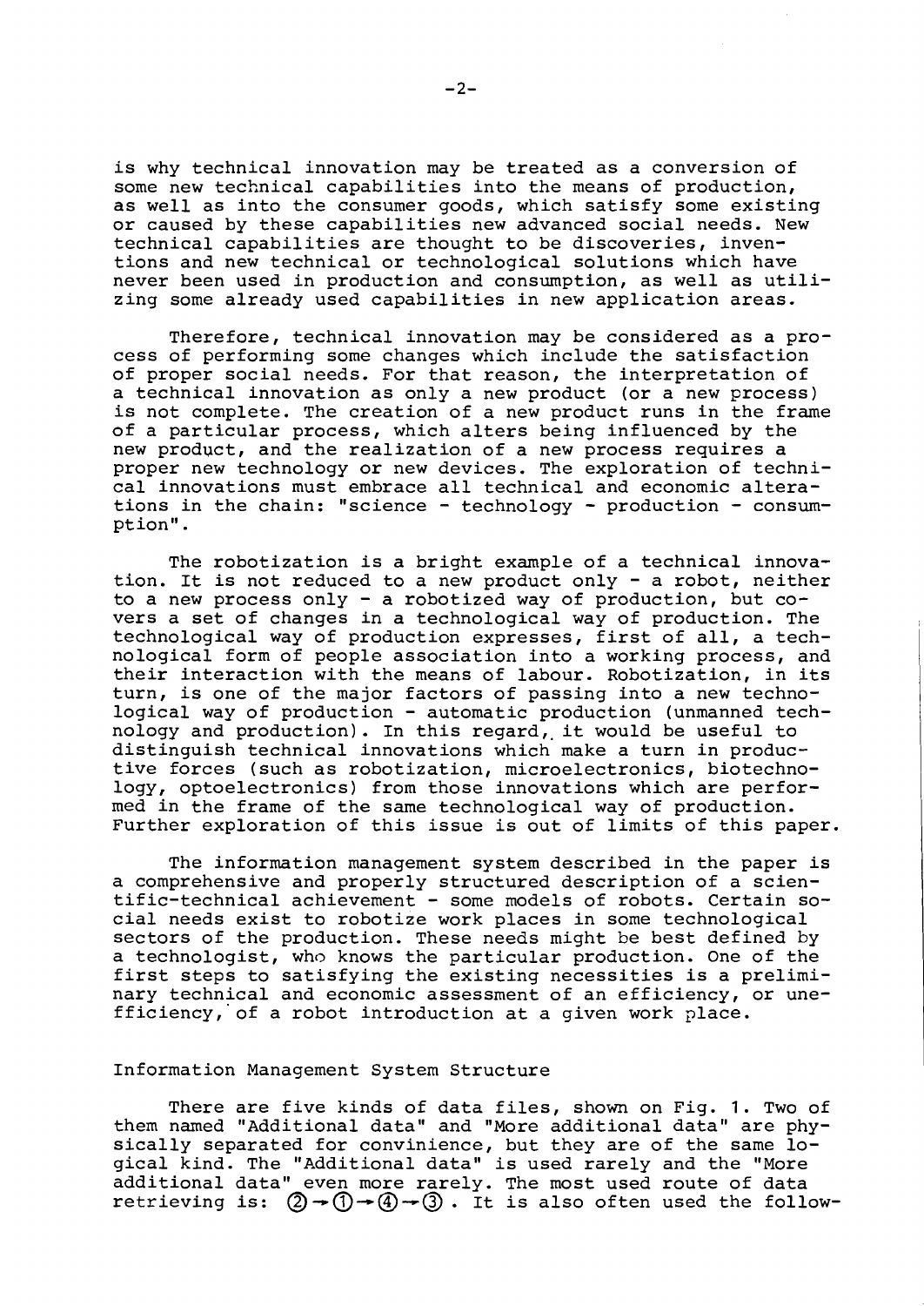is why technical innovation may be treated as a conversion of some new technical capabilities into the means of production, as well as into the consumer goods, which satisfy some existing or caused by these capabilities new advanced social needs. New technical capabilities are thought to be discoveries, inventions and new technical or technological solutions which have never been used in production and consumption, as well as utilizing some already used capabilities in new application areas.

Therefore, technical innovation may be considered as a process of performing some changes which include the satisfaction of proper social needs. For that reason, the interpretation of a technical innovation as only a new product (or a new process) is not complete. The creation of a new product runs in the frame of a particular process, which alters being influenced by the new product, and the realization of a new process requires a proper new technology or new devices. The exploration of technical innovations must embrace all technical and economic alterations in the chain: "science - technology - production - consumption".

The robotization is a bright example of a technical innovation. It is not reduced to a new product only - a robot, neither to a new process only - a robotized way of production, but covers a set of changes in a technological way of production. The technological way of production expresses, first of all, a technological form of people association into a working process, and their interaction with the means of labour. Robotization, in its turn, is one of the major factors of passing into a new technological way of production - automatic production (unmanned technology and production). In this regard, it would be useful to distinguish technical innovations which make a turn in productive forces (such as robotization, microelectronics, biotechnology, optoelectronics) from those innovations which are performed in the frame of the same technological way of production. Further exploration of this issue is out of limits of this paper.

The information management system described in the paper is a comprehensive and properly structured description of a scientific-technical achievement - some models of robots. Certain social needs exist to robotize work places in some technological sectors of the production. These needs might be best defined by a technologist, who knows the particular production. One of the first steps to satisfying the existing necessities is a preliminary technical and economic assessment of an efficiency, or unefficiency, of a robot introduction at a given work place.

## Information Management System Structure

There are five kinds of data files, shown on Fig. 1. Two of them named "Additional data" and "More additional data" are physically separated for convinience, but they are of the same logical kind. The "Additional data" is used rarely and the "More additional data" even more rarely. The most used route of data retrieving is: ② → ① → ④ → ③ . It is also often used the follow-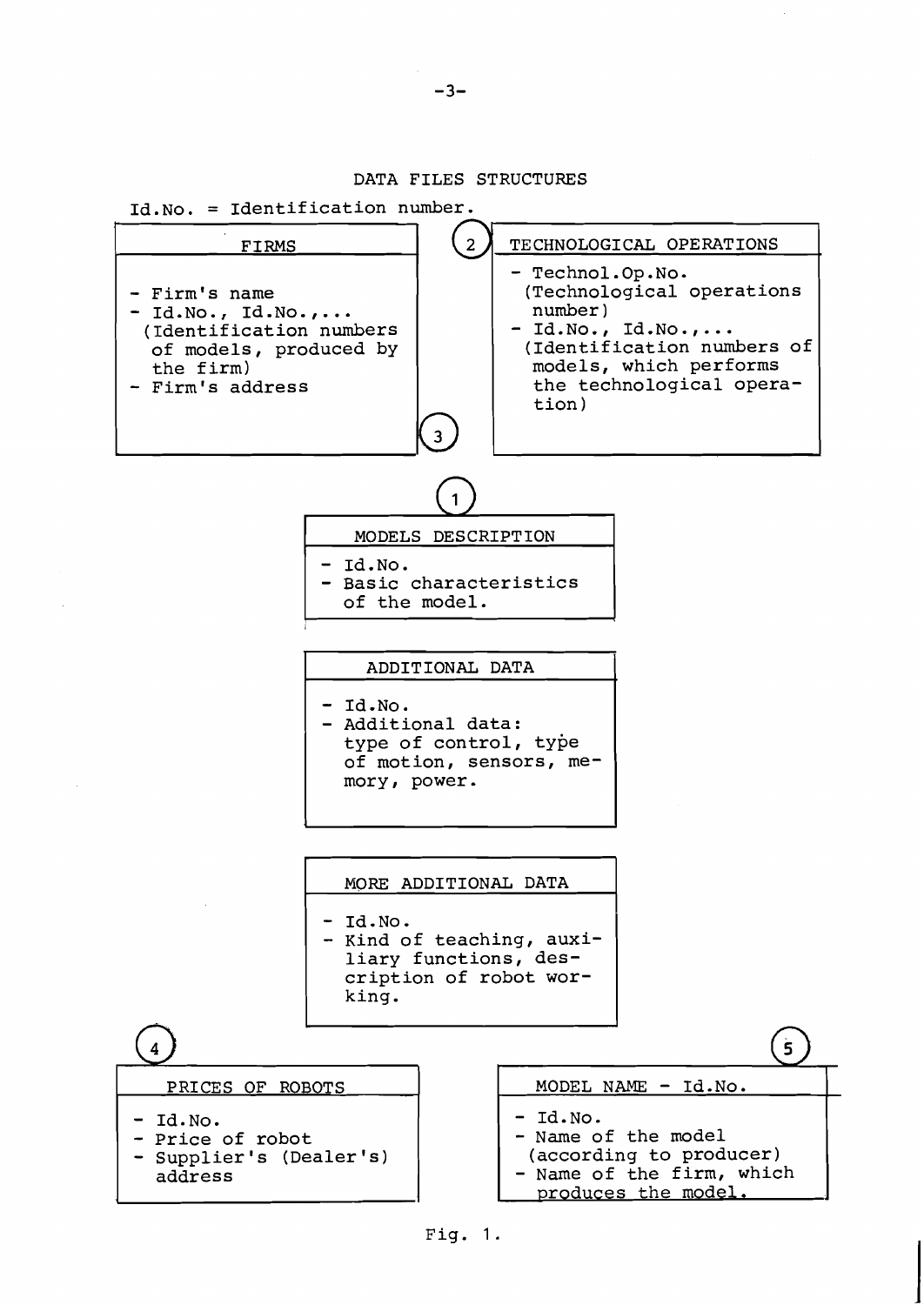DATA FILES STRUCTURES

Id.No. = Identification number.

**FIRMS**

- Firm's name
- Id.No., Id.No.,...
  (Identification numbers of models, produced by the firm)
- Firm's address

(2) **TECHNOLOGICAL OPERATIONS**

- Technol.Op.No.
  (Technological operations number)
- Id.No., Id.No.,...
  (Identification numbers of models, which performs the technological operation)

(3)

(1) **MODELS DESCRIPTION**

- Id.No.
- Basic characteristics of the model.

**ADDITIONAL DATA**

- Id.No.
- Additional data: type of control, type of motion, sensors, memory, power.

**MORE ADDITIONAL DATA**

- Id.No.
- Kind of teaching, auxiliary functions, description of robot working.

(4) **PRICES OF ROBOTS**

- Id.No.
- Price of robot
- Supplier's (Dealer's) address

(5) **MODEL NAME - Id.No.**

- Id.No.
- Name of the model (according to producer)
- Name of the firm, which produces the model.

Fig. 1.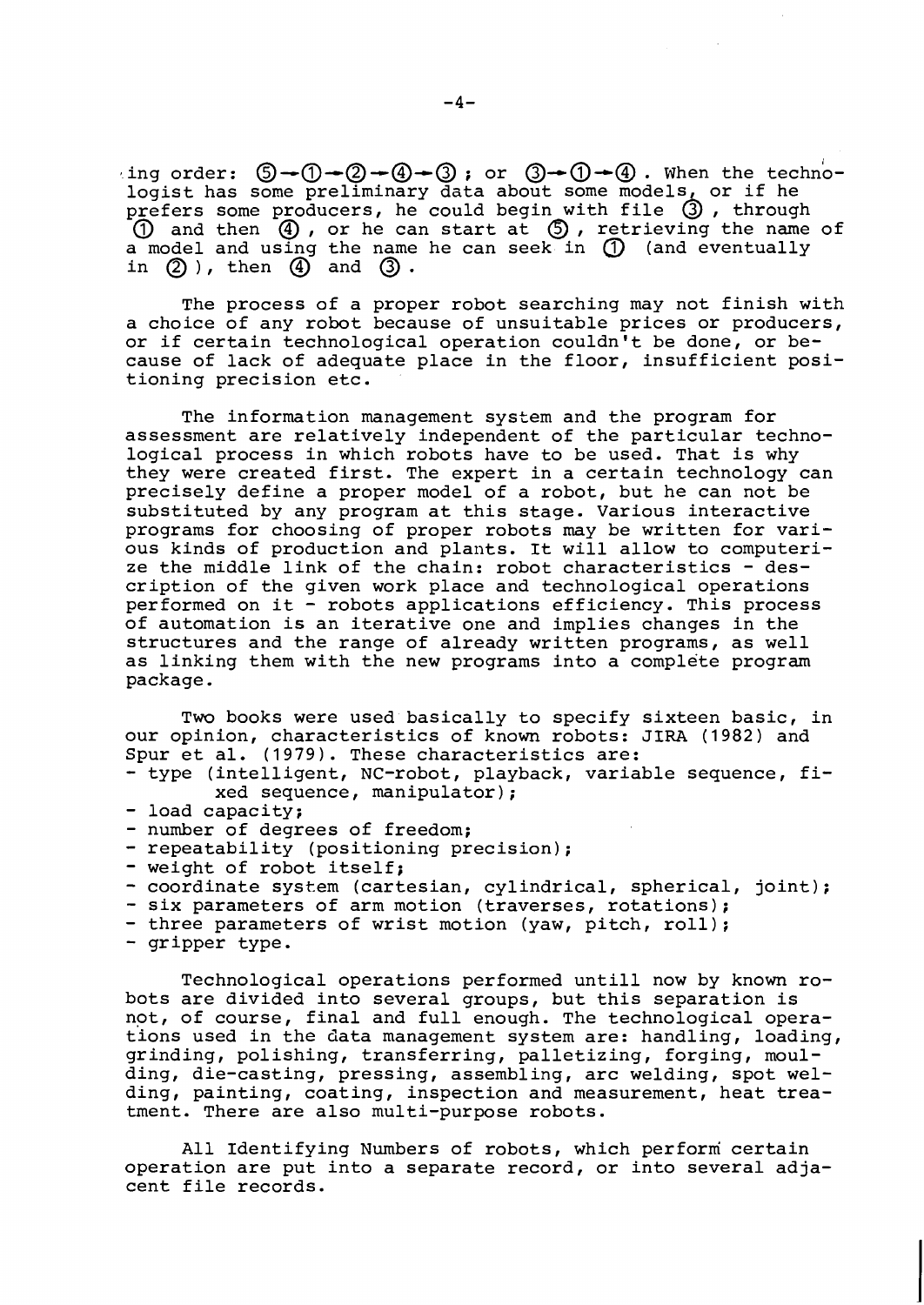ing order: ⑤→①→②→④→③ ; or ③→①→④ . When the technologist has some preliminary data about some models, or if he prefers some producers, he could begin with file ③ , through ① and then ④ , or he can start at ⑤ , retrieving the name of a model and using the name he can seek in ① (and eventually in ② ), then ④ and ③ .

The process of a proper robot searching may not finish with a choice of any robot because of unsuitable prices or producers, or if certain technological operation couldn't be done, or because of lack of adequate place in the floor, insufficient positioning precision etc.

The information management system and the program for assessment are relatively independent of the particular technological process in which robots have to be used. That is why they were created first. The expert in a certain technology can precisely define a proper model of a robot, but he can not be substituted by any program at this stage. Various interactive programs for choosing of proper robots may be written for various kinds of production and plants. It will allow to computerize the middle link of the chain: robot characteristics - description of the given work place and technological operations performed on it - robots applications efficiency. This process of automation is an iterative one and implies changes in the structures and the range of already written programs, as well as linking them with the new programs into a complete program package.

Two books were used basically to specify sixteen basic, in our opinion, characteristics of known robots: JIRA (1982) and Spur et al. (1979). These characteristics are:

- type (intelligent, NC-robot, playback, variable sequence, fixed sequence, manipulator);
- load capacity;
- number of degrees of freedom;
- repeatability (positioning precision);
- weight of robot itself;
- coordinate system (cartesian, cylindrical, spherical, joint);
- six parameters of arm motion (traverses, rotations);
- three parameters of wrist motion (yaw, pitch, roll);
- gripper type.

Technological operations performed untill now by known robots are divided into several groups, but this separation is not, of course, final and full enough. The technological operations used in the data management system are: handling, loading, grinding, polishing, transferring, palletizing, forging, moulding, die-casting, pressing, assembling, arc welding, spot welding, painting, coating, inspection and measurement, heat treatment. There are also multi-purpose robots.

All Identifying Numbers of robots, which perform certain operation are put into a separate record, or into several adjacent file records.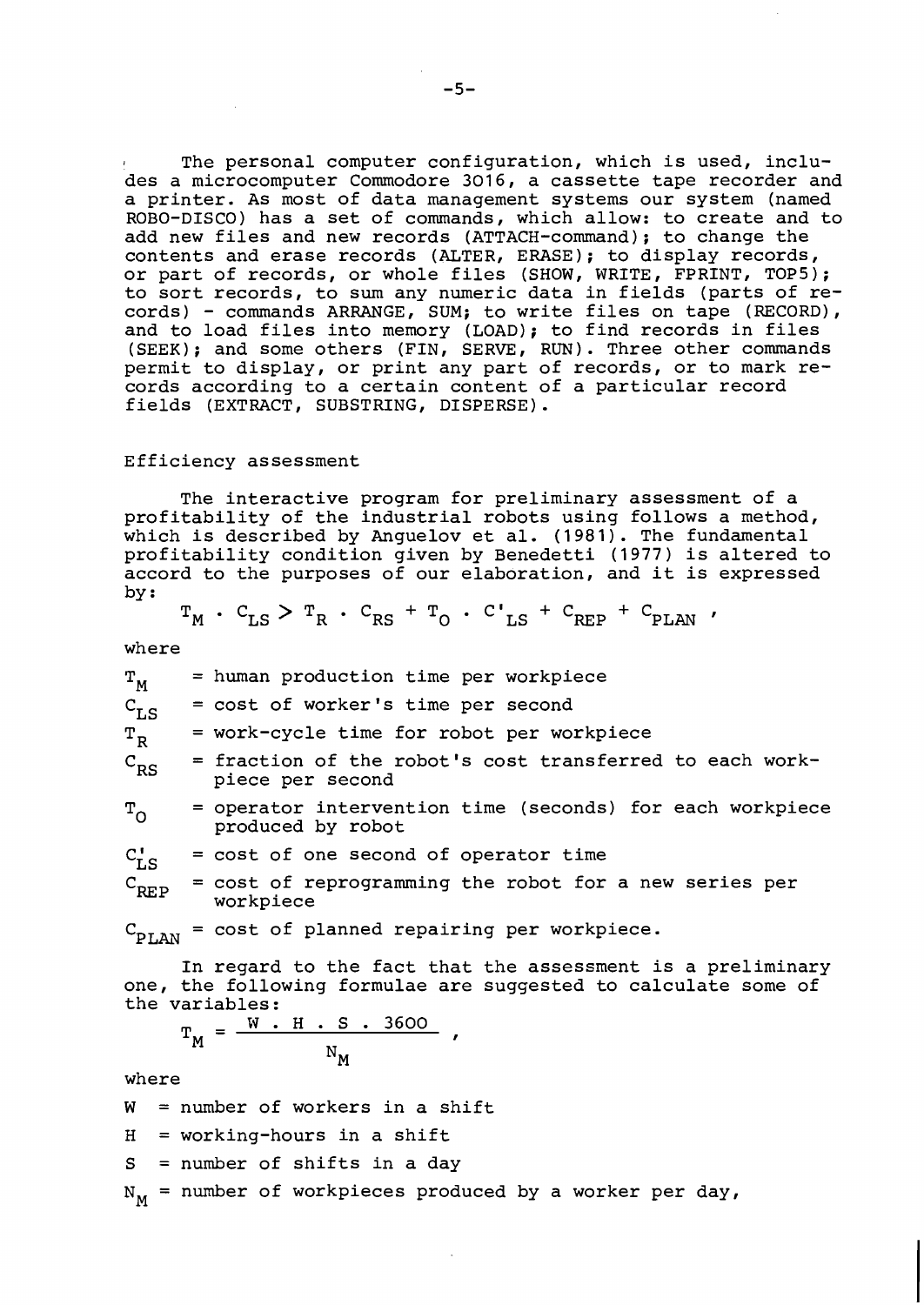The personal computer configuration, which is used, includes a microcomputer Commodore 3016, a cassette tape recorder and a printer. As most of data management systems our system (named ROBO-DISCO) has a set of commands, which allow: to create and to add new files and new records (ATTACH-command); to change the contents and erase records (ALTER, ERASE); to display records, or part of records, or whole files (SHOW, WRITE, FPRINT, TOP5); to sort records, to sum any numeric data in fields (parts of records) - commands ARRANGE, SUM; to write files on tape (RECORD), and to load files into memory (LOAD); to find records in files (SEEK); and some others (FIN, SERVE, RUN). Three other commands permit to display, or print any part of records, or to mark records according to a certain content of a particular record fields (EXTRACT, SUBSTRING, DISPERSE).

## Efficiency assessment

The interactive program for preliminary assessment of a profitability of the industrial robots using follows a method, which is described by Anguelov et al. (1981). The fundamental profitability condition given by Benedetti (1977) is altered to accord to the purposes of our elaboration, and it is expressed by:

$$T_M \cdot C_{LS} > T_R \cdot C_{RS} + T_O \cdot C'_{LS} + C_{REP} + C_{PLAN} ,$$

where

$T_M$ = human production time per workpiece

$C_{LS}$ = cost of worker's time per second

$T_R$ = work-cycle time for robot per workpiece

$C_{RS}$ = fraction of the robot's cost transferred to each workpiece per second

$T_O$ = operator intervention time (seconds) for each workpiece produced by robot

$C'_{LS}$ = cost of one second of operator time

$C_{REP}$ = cost of reprogramming the robot for a new series per workpiece

$C_{PLAN}$ = cost of planned repairing per workpiece.

In regard to the fact that the assessment is a preliminary one, the following formulae are suggested to calculate some of the variables:

$$T_M = \frac{W \cdot H \cdot S \cdot 3600}{N_M} ,$$

where

W = number of workers in a shift

H = working-hours in a shift

S = number of shifts in a day

$N_M$ = number of workpieces produced by a worker per day,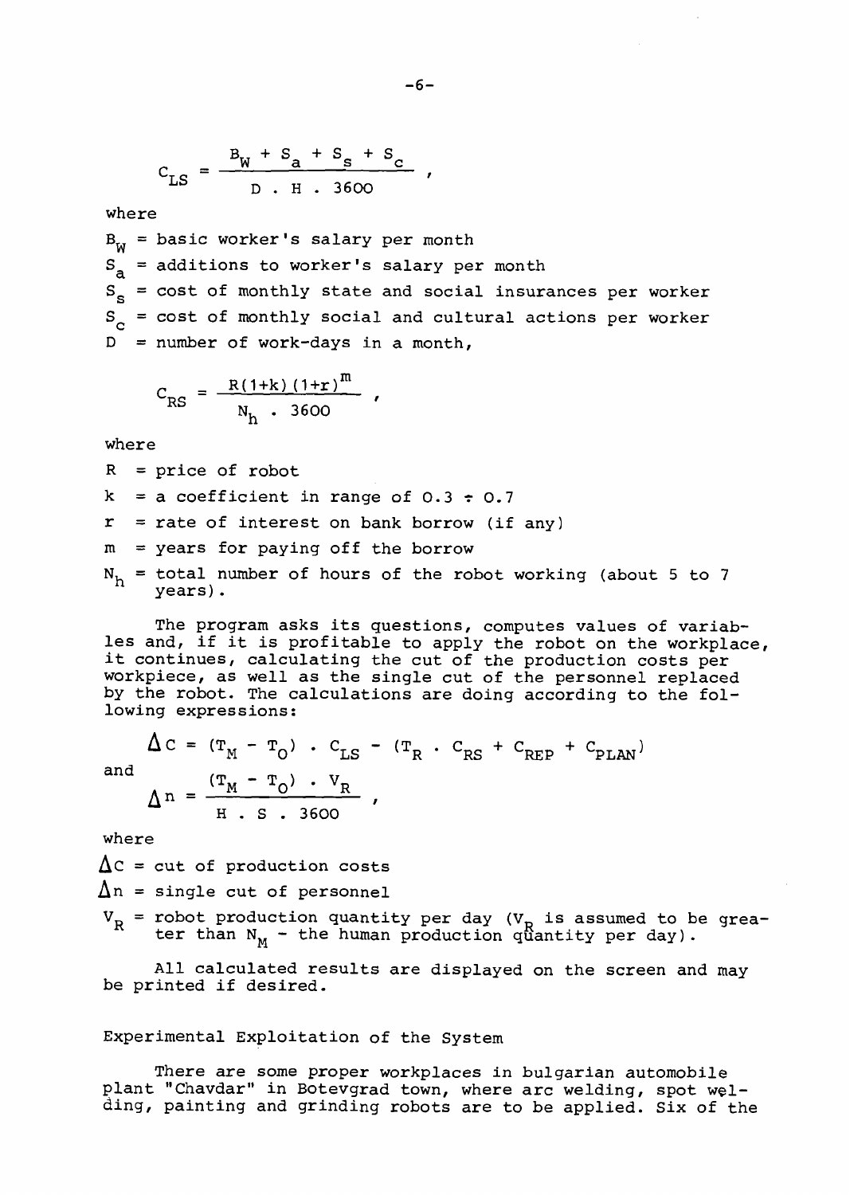$$C_{LS} = \frac{B_W + S_a + S_s + S_c}{D \cdot H \cdot 3600} ,$$

where

$B_W$ = basic worker's salary per month

$S_a$ = additions to worker's salary per month

$S_s$ = cost of monthly state and social insurances per worker

$S_c$ = cost of monthly social and cultural actions per worker

$D$ = number of work-days in a month,

$$C_{RS} = \frac{R(1+k)(1+r)^m}{N_h \cdot 3600} ,$$

where

$R$ = price of robot

$k$ = a coefficient in range of 0.3 ÷ 0.7

$r$ = rate of interest on bank borrow (if any)

$m$ = years for paying off the borrow

$N_h$ = total number of hours of the robot working (about 5 to 7 years).

The program asks its questions, computes values of variables and, if it is profitable to apply the robot on the workplace, it continues, calculating the cut of the production costs per workpiece, as well as the single cut of the personnel replaced by the robot. The calculations are doing according to the following expressions:

$$\Delta C = (T_M - T_O) \cdot C_{LS} - (T_R \cdot C_{RS} + C_{REP} + C_{PLAN})$$

and

$$\Delta n = \frac{(T_M - T_O) \cdot V_R}{H \cdot S \cdot 3600} ,$$

where

$\Delta C$ = cut of production costs

$\Delta n$ = single cut of personnel

$V_R$ = robot production quantity per day ($V_R$ is assumed to be greater than $N_M$ - the human production quantity per day).

All calculated results are displayed on the screen and may be printed if desired.

## Experimental Exploitation of the System

There are some proper workplaces in bulgarian automobile plant "Chavdar" in Botevgrad town, where arc welding, spot welding, painting and grinding robots are to be applied. Six of the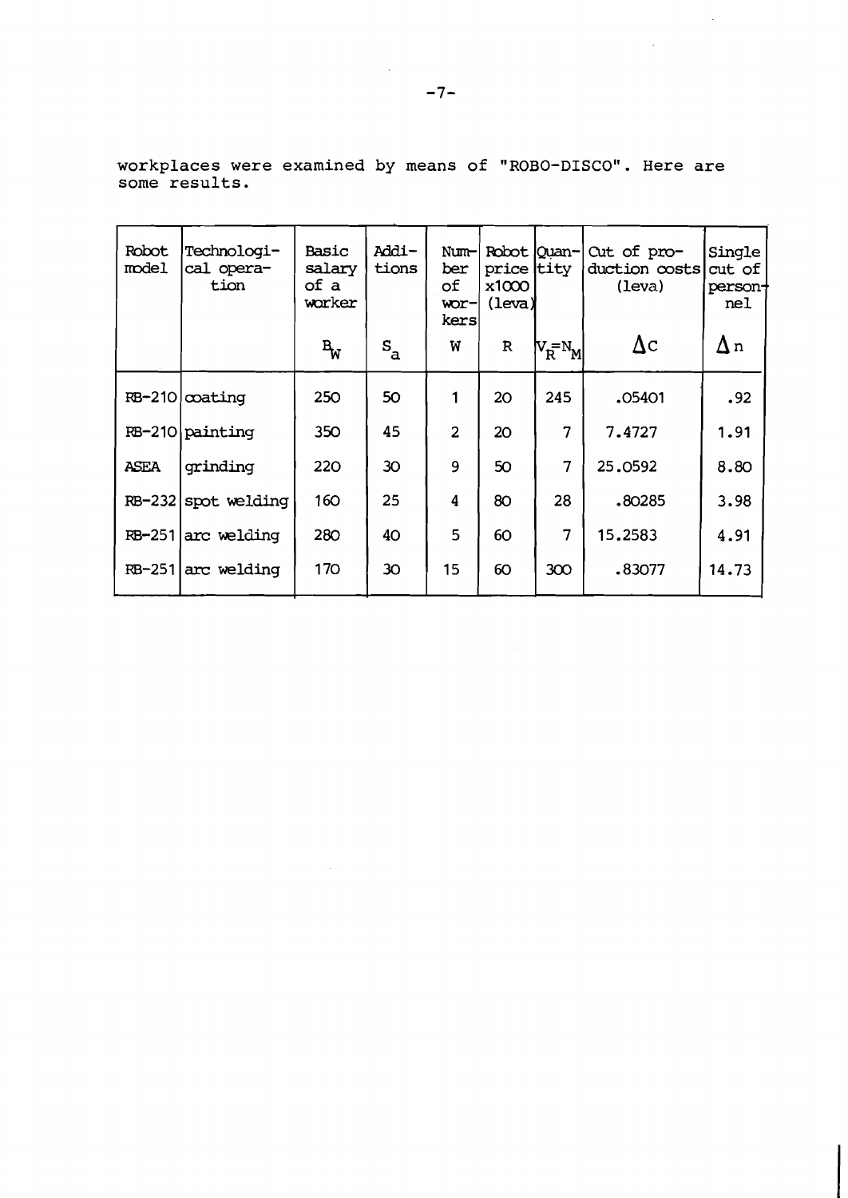workplaces were examined by means of "ROBO-DISCO". Here are some results.

| Robot model | Technological operation | Basic salary of a worker | Additions | Number of workers | Robot price x1000 (leva) | Quantity | Cut of production costs (leva) | Single cut of personnel |
|---|---|---|---|---|---|---|---|---|
| | | $B_W$ | $S_a$ | W | R | $V_R=N_M$ | $\Delta c$ | $\Delta n$ |
| RB-210 | coating | 250 | 50 | 1 | 20 | 245 | .05401 | .92 |
| RB-210 | painting | 350 | 45 | 2 | 20 | 7 | 7.4727 | 1.91 |
| ASEA | grinding | 220 | 30 | 9 | 50 | 7 | 25.0592 | 8.80 |
| RB-232 | spot welding | 160 | 25 | 4 | 80 | 28 | .80285 | 3.98 |
| RB-251 | arc welding | 280 | 40 | 5 | 60 | 7 | 15.2583 | 4.91 |
| RB-251 | arc welding | 170 | 30 | 15 | 60 | 300 | .83077 | 14.73 |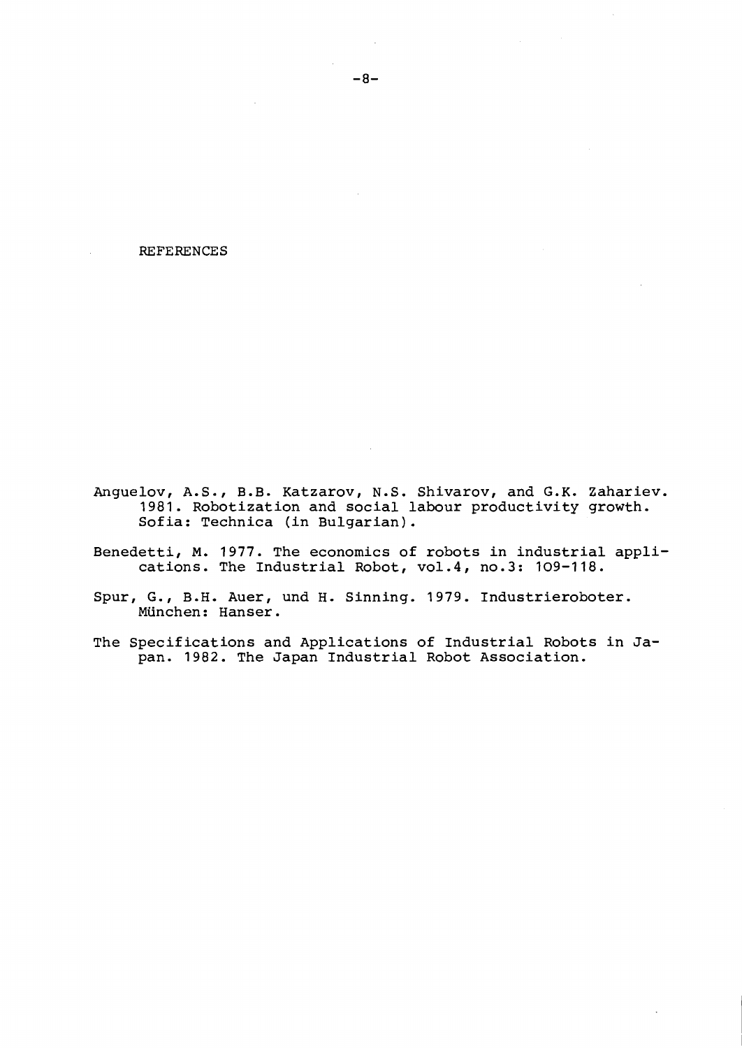## REFERENCES

Anguelov, A.S., B.B. Katzarov, N.S. Shivarov, and G.K. Zahariev. 1981. Robotization and social labour productivity growth. Sofia: Technica (in Bulgarian).

Benedetti, M. 1977. The economics of robots in industrial applications. The Industrial Robot, vol.4, no.3: 109-118.

Spur, G., B.H. Auer, und H. Sinning. 1979. Industrieroboter. München: Hanser.

The Specifications and Applications of Industrial Robots in Japan. 1982. The Japan Industrial Robot Association.